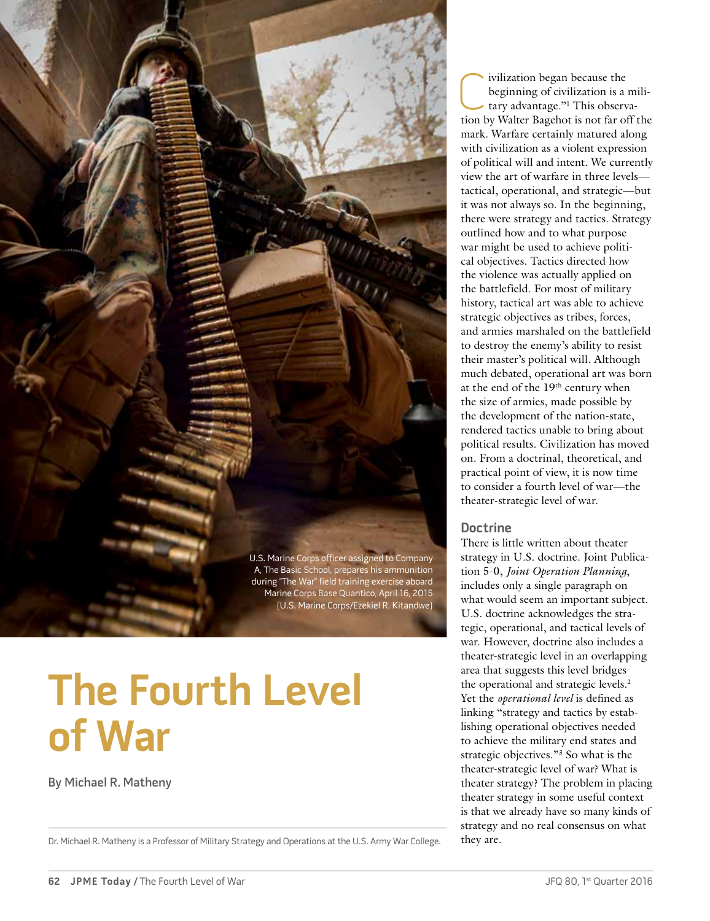U.S. Marine Corps officer assigned to Company A, The Basic School, prepares his ammunition during "The War" field training exercise aboard Marine Corps Base Quantico, April 16, 2015 (U.S. Marine Corps/Ezekiel R. Kitandwe)

# The Fourth Level of War

By Michael R. Matheny

Dr. Michael R. Matheny is a Professor of Military Strategy and Operations at the U.S. Army War College.

"Civilization began because the beginning of civilization is a military advantage."[1] This observation by Walter Bagehot is not far off the mark. Warfare certainly matured along with civilization as a violent expression of political will and intent. We currently view the art of warfare in three levels—tactical, operational, and strategic—but it was not always so. In the beginning, there were strategy and tactics. Strategy outlined how and to what purpose war might be used to achieve political objectives. Tactics directed how the violence was actually applied on the battlefield. For most of military history, tactical art was able to achieve strategic objectives as tribes, forces, and armies marshaled on the battlefield to destroy the enemy's ability to resist their master's political will. Although much debated, operational art was born at the end of the 19th century when the size of armies, made possible by the development of the nation-state, rendered tactics unable to bring about political results. Civilization has moved on. From a doctrinal, theoretical, and practical point of view, it is now time to consider a fourth level of war—the theater-strategic level of war.

## Doctrine

There is little written about theater strategy in U.S. doctrine. Joint Publication 5-0, *Joint Operation Planning*, includes only a single paragraph on what would seem an important subject. U.S. doctrine acknowledges the strategic, operational, and tactical levels of war. However, doctrine also includes a theater-strategic level in an overlapping area that suggests this level bridges the operational and strategic levels.[2] Yet the *operational level* is defined as linking "strategy and tactics by establishing operational objectives needed to achieve the military end states and strategic objectives."[3] So what is the theater-strategic level of war? What is theater strategy? The problem in placing theater strategy in some useful context is that we already have so many kinds of strategy and no real consensus on what they are.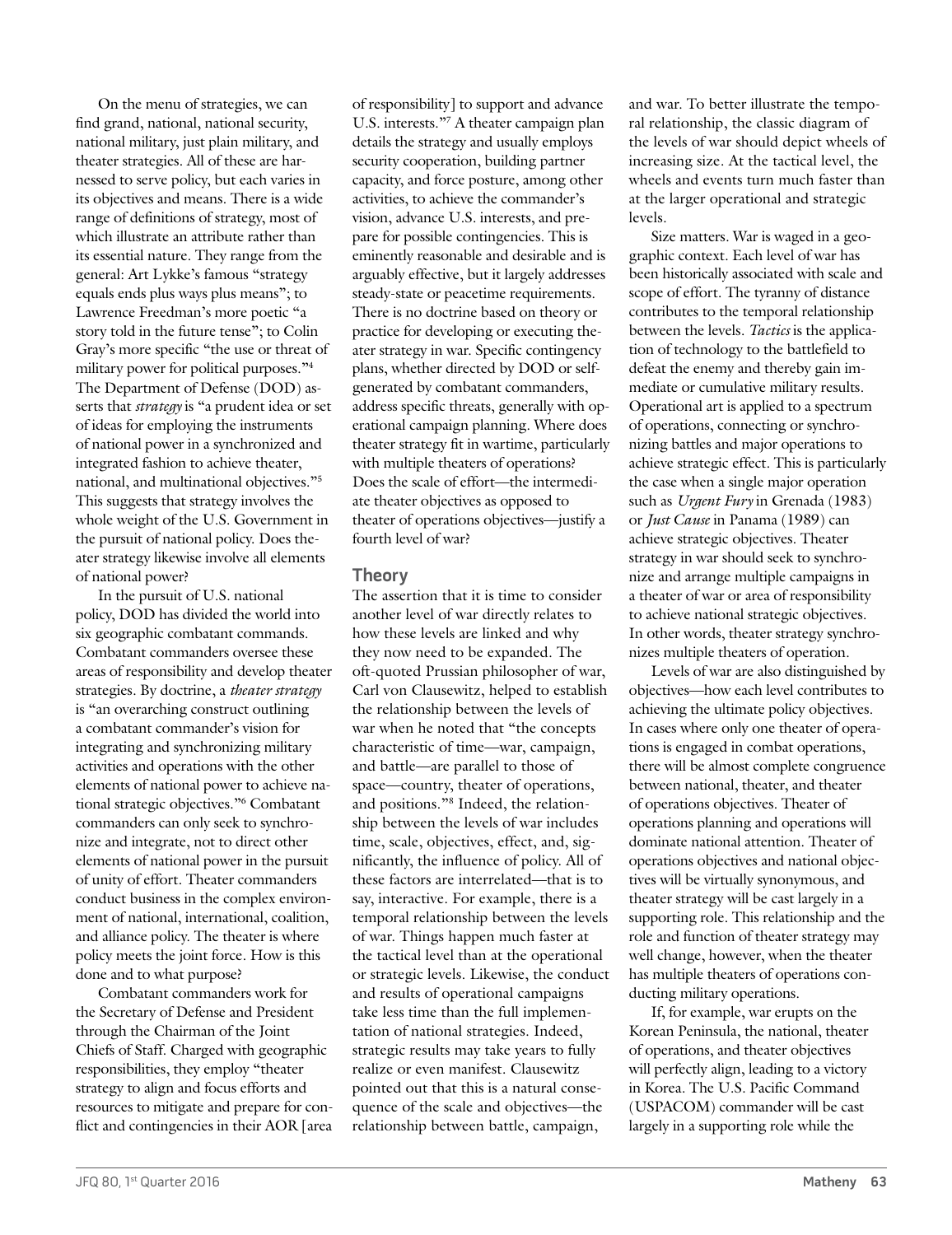On the menu of strategies, we can find grand, national, national security, national military, just plain military, and theater strategies. All of these are harnessed to serve policy, but each varies in its objectives and means. There is a wide range of definitions of strategy, most of which illustrate an attribute rather than its essential nature. They range from the general: Art Lykke's famous "strategy equals ends plus ways plus means"; to Lawrence Freedman's more poetic "a story told in the future tense"; to Colin Gray's more specific "the use or threat of military power for political purposes."[4] The Department of Defense (DOD) asserts that *strategy* is "a prudent idea or set of ideas for employing the instruments of national power in a synchronized and integrated fashion to achieve theater, national, and multinational objectives."[5] This suggests that strategy involves the whole weight of the U.S. Government in the pursuit of national policy. Does theater strategy likewise involve all elements of national power?

In the pursuit of U.S. national policy, DOD has divided the world into six geographic combatant commands. Combatant commanders oversee these areas of responsibility and develop theater strategies. By doctrine, a *theater strategy* is "an overarching construct outlining a combatant commander's vision for integrating and synchronizing military activities and operations with the other elements of national power to achieve national strategic objectives."[6] Combatant commanders can only seek to synchronize and integrate, not to direct other elements of national power in the pursuit of unity of effort. Theater commanders conduct business in the complex environment of national, international, coalition, and alliance policy. The theater is where policy meets the joint force. How is this done and to what purpose?

Combatant commanders work for the Secretary of Defense and President through the Chairman of the Joint Chiefs of Staff. Charged with geographic responsibilities, they employ "theater strategy to align and focus efforts and resources to mitigate and prepare for conflict and contingencies in their AOR [area of responsibility] to support and advance U.S. interests."[7] A theater campaign plan details the strategy and usually employs security cooperation, building partner capacity, and force posture, among other activities, to achieve the commander's vision, advance U.S. interests, and prepare for possible contingencies. This is eminently reasonable and desirable and is arguably effective, but it largely addresses steady-state or peacetime requirements. There is no doctrine based on theory or practice for developing or executing theater strategy in war. Specific contingency plans, whether directed by DOD or self-generated by combatant commanders, address specific threats, generally with operational campaign planning. Where does theater strategy fit in wartime, particularly with multiple theaters of operations? Does the scale of effort—the intermediate theater objectives as opposed to theater of operations objectives—justify a fourth level of war?

## Theory

The assertion that it is time to consider another level of war directly relates to how these levels are linked and why they now need to be expanded. The oft-quoted Prussian philosopher of war, Carl von Clausewitz, helped to establish the relationship between the levels of war when he noted that "the concepts characteristic of time—war, campaign, and battle—are parallel to those of space—country, theater of operations, and positions."[8] Indeed, the relationship between the levels of war includes time, scale, objectives, effect, and, significantly, the influence of policy. All of these factors are interrelated—that is to say, interactive. For example, there is a temporal relationship between the levels of war. Things happen much faster at the tactical level than at the operational or strategic levels. Likewise, the conduct and results of operational campaigns take less time than the full implementation of national strategies. Indeed, strategic results may take years to fully realize or even manifest. Clausewitz pointed out that this is a natural consequence of the scale and objectives—the relationship between battle, campaign, and war. To better illustrate the temporal relationship, the classic diagram of the levels of war should depict wheels of increasing size. At the tactical level, the wheels and events turn much faster than at the larger operational and strategic levels.

Size matters. War is waged in a geographic context. Each level of war has been historically associated with scale and scope of effort. The tyranny of distance contributes to the temporal relationship between the levels. *Tactics* is the application of technology to the battlefield to defeat the enemy and thereby gain immediate or cumulative military results. Operational art is applied to a spectrum of operations, connecting or synchronizing battles and major operations to achieve strategic effect. This is particularly the case when a single major operation such as *Urgent Fury* in Grenada (1983) or *Just Cause* in Panama (1989) can achieve strategic objectives. Theater strategy in war should seek to synchronize and arrange multiple campaigns in a theater of war or area of responsibility to achieve national strategic objectives. In other words, theater strategy synchronizes multiple theaters of operation.

Levels of war are also distinguished by objectives—how each level contributes to achieving the ultimate policy objectives. In cases where only one theater of operations is engaged in combat operations, there will be almost complete congruence between national, theater, and theater of operations objectives. Theater of operations planning and operations will dominate national attention. Theater of operations objectives and national objectives will be virtually synonymous, and theater strategy will be cast largely in a supporting role. This relationship and the role and function of theater strategy may well change, however, when the theater has multiple theaters of operations conducting military operations.

If, for example, war erupts on the Korean Peninsula, the national, theater of operations, and theater objectives will perfectly align, leading to a victory in Korea. The U.S. Pacific Command (USPACOM) commander will be cast largely in a supporting role while the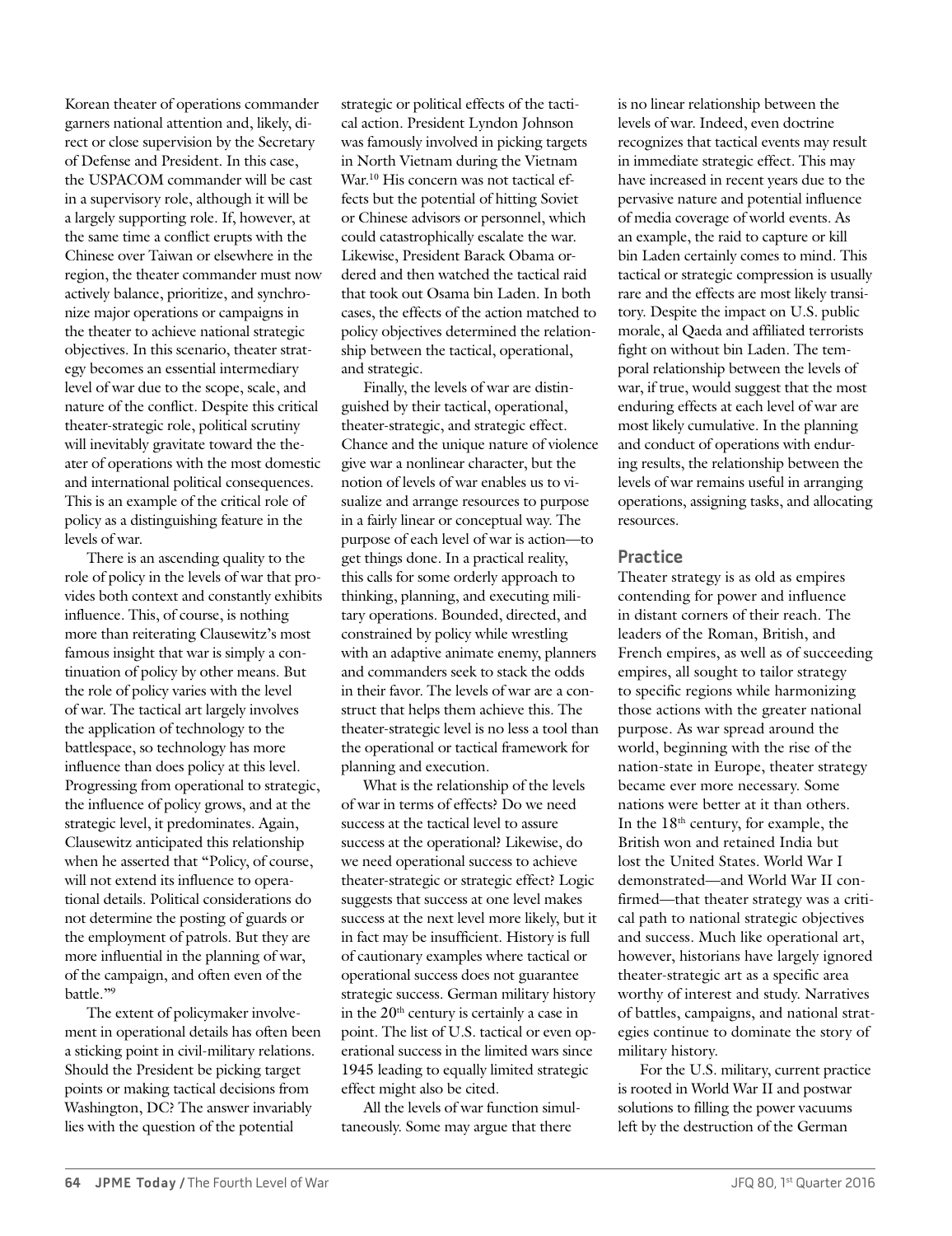Korean theater of operations commander garners national attention and, likely, direct or close supervision by the Secretary of Defense and President. In this case, the USPACOM commander will be cast in a supervisory role, although it will be a largely supporting role. If, however, at the same time a conflict erupts with the Chinese over Taiwan or elsewhere in the region, the theater commander must now actively balance, prioritize, and synchronize major operations or campaigns in the theater to achieve national strategic objectives. In this scenario, theater strategy becomes an essential intermediary level of war due to the scope, scale, and nature of the conflict. Despite this critical theater-strategic role, political scrutiny will inevitably gravitate toward the theater of operations with the most domestic and international political consequences. This is an example of the critical role of policy as a distinguishing feature in the levels of war.

There is an ascending quality to the role of policy in the levels of war that provides both context and constantly exhibits influence. This, of course, is nothing more than reiterating Clausewitz's most famous insight that war is simply a continuation of policy by other means. But the role of policy varies with the level of war. The tactical art largely involves the application of technology to the battlespace, so technology has more influence than does policy at this level. Progressing from operational to strategic, the influence of policy grows, and at the strategic level, it predominates. Again, Clausewitz anticipated this relationship when he asserted that "Policy, of course, will not extend its influence to operational details. Political considerations do not determine the posting of guards or the employment of patrols. But they are more influential in the planning of war, of the campaign, and often even of the battle."[9]

The extent of policymaker involvement in operational details has often been a sticking point in civil-military relations. Should the President be picking target points or making tactical decisions from Washington, DC? The answer invariably lies with the question of the potential strategic or political effects of the tactical action. President Lyndon Johnson was famously involved in picking targets in North Vietnam during the Vietnam War.[10] His concern was not tactical effects but the potential of hitting Soviet or Chinese advisors or personnel, which could catastrophically escalate the war. Likewise, President Barack Obama ordered and then watched the tactical raid that took out Osama bin Laden. In both cases, the effects of the action matched to policy objectives determined the relationship between the tactical, operational, and strategic.

Finally, the levels of war are distinguished by their tactical, operational, theater-strategic, and strategic effect. Chance and the unique nature of violence give war a nonlinear character, but the notion of levels of war enables us to visualize and arrange resources to purpose in a fairly linear or conceptual way. The purpose of each level of war is action—to get things done. In a practical reality, this calls for some orderly approach to thinking, planning, and executing military operations. Bounded, directed, and constrained by policy while wrestling with an adaptive animate enemy, planners and commanders seek to stack the odds in their favor. The levels of war are a construct that helps them achieve this. The theater-strategic level is no less a tool than the operational or tactical framework for planning and execution.

What is the relationship of the levels of war in terms of effects? Do we need success at the tactical level to assure success at the operational? Likewise, do we need operational success to achieve theater-strategic or strategic effect? Logic suggests that success at one level makes success at the next level more likely, but it in fact may be insufficient. History is full of cautionary examples where tactical or operational success does not guarantee strategic success. German military history in the 20th century is certainly a case in point. The list of U.S. tactical or even operational success in the limited wars since 1945 leading to equally limited strategic effect might also be cited.

All the levels of war function simultaneously. Some may argue that there is no linear relationship between the levels of war. Indeed, even doctrine recognizes that tactical events may result in immediate strategic effect. This may have increased in recent years due to the pervasive nature and potential influence of media coverage of world events. As an example, the raid to capture or kill bin Laden certainly comes to mind. This tactical or strategic compression is usually rare and the effects are most likely transitory. Despite the impact on U.S. public morale, al Qaeda and affiliated terrorists fight on without bin Laden. The temporal relationship between the levels of war, if true, would suggest that the most enduring effects at each level of war are most likely cumulative. In the planning and conduct of operations with enduring results, the relationship between the levels of war remains useful in arranging operations, assigning tasks, and allocating resources.

## Practice

Theater strategy is as old as empires contending for power and influence in distant corners of their reach. The leaders of the Roman, British, and French empires, as well as of succeeding empires, all sought to tailor strategy to specific regions while harmonizing those actions with the greater national purpose. As war spread around the world, beginning with the rise of the nation-state in Europe, theater strategy became ever more necessary. Some nations were better at it than others. In the 18th century, for example, the British won and retained India but lost the United States. World War I demonstrated—and World War II confirmed—that theater strategy was a critical path to national strategic objectives and success. Much like operational art, however, historians have largely ignored theater-strategic art as a specific area worthy of interest and study. Narratives of battles, campaigns, and national strategies continue to dominate the story of military history.

For the U.S. military, current practice is rooted in World War II and postwar solutions to filling the power vacuums left by the destruction of the German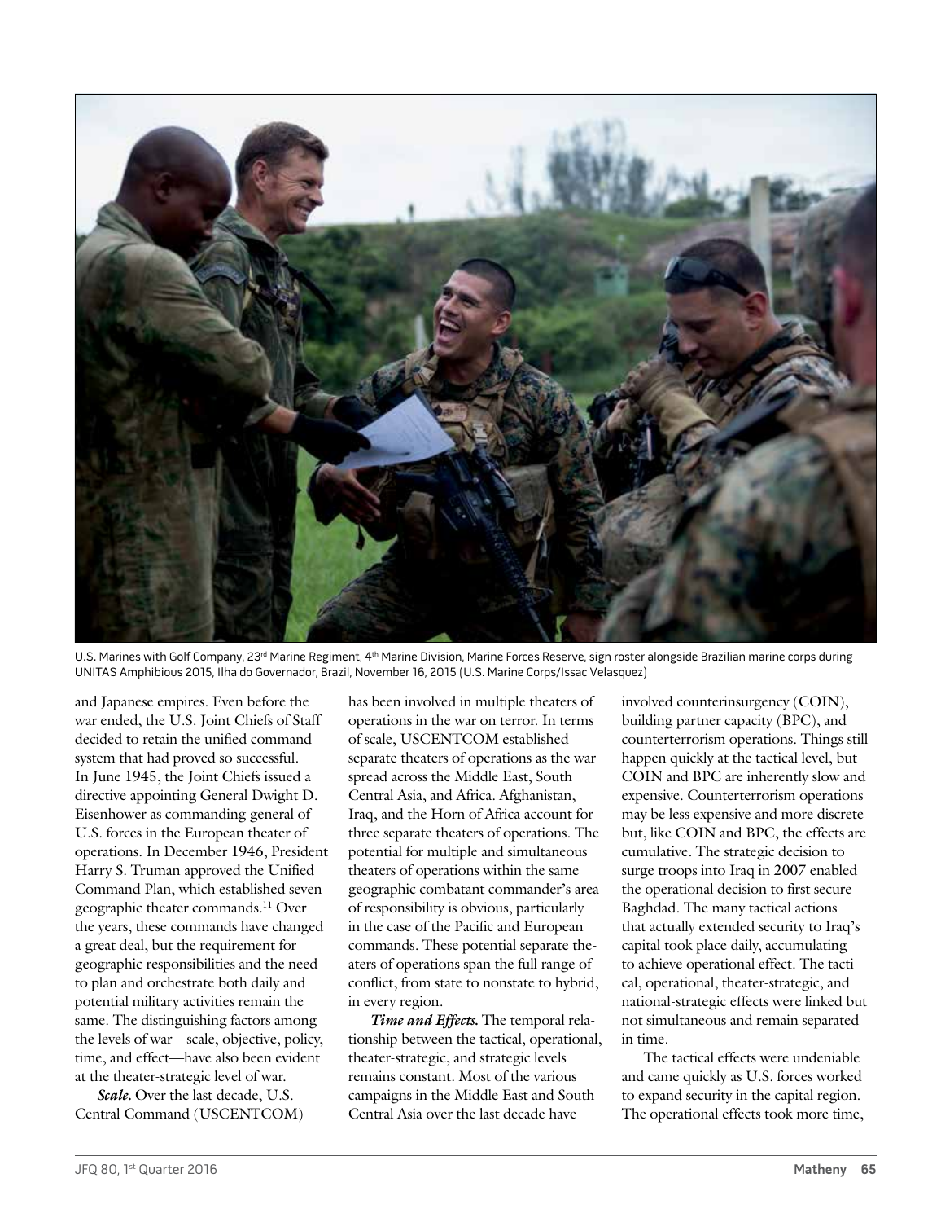U.S. Marines with Golf Company, 23rd Marine Regiment, 4th Marine Division, Marine Forces Reserve, sign roster alongside Brazilian marine corps during UNITAS Amphibious 2015, Ilha do Governador, Brazil, November 16, 2015 (U.S. Marine Corps/Issac Velasquez)

and Japanese empires. Even before the war ended, the U.S. Joint Chiefs of Staff decided to retain the unified command system that had proved so successful. In June 1945, the Joint Chiefs issued a directive appointing General Dwight D. Eisenhower as commanding general of U.S. forces in the European theater of operations. In December 1946, President Harry S. Truman approved the Unified Command Plan, which established seven geographic theater commands.[11] Over the years, these commands have changed a great deal, but the requirement for geographic responsibilities and the need to plan and orchestrate both daily and potential military activities remain the same. The distinguishing factors among the levels of war—scale, objective, policy, time, and effect—have also been evident at the theater-strategic level of war.

***Scale.*** Over the last decade, U.S. Central Command (USCENTCOM) has been involved in multiple theaters of operations in the war on terror. In terms of scale, USCENTCOM established separate theaters of operations as the war spread across the Middle East, South Central Asia, and Africa. Afghanistan, Iraq, and the Horn of Africa account for three separate theaters of operations. The potential for multiple and simultaneous theaters of operations within the same geographic combatant commander's area of responsibility is obvious, particularly in the case of the Pacific and European commands. These potential separate theaters of operations span the full range of conflict, from state to nonstate to hybrid, in every region.

***Time and Effects.*** The temporal relationship between the tactical, operational, theater-strategic, and strategic levels remains constant. Most of the various campaigns in the Middle East and South Central Asia over the last decade have involved counterinsurgency (COIN), building partner capacity (BPC), and counterterrorism operations. Things still happen quickly at the tactical level, but COIN and BPC are inherently slow and expensive. Counterterrorism operations may be less expensive and more discrete but, like COIN and BPC, the effects are cumulative. The strategic decision to surge troops into Iraq in 2007 enabled the operational decision to first secure Baghdad. The many tactical actions that actually extended security to Iraq's capital took place daily, accumulating to achieve operational effect. The tactical, operational, theater-strategic, and national-strategic effects were linked but not simultaneous and remain separated in time.

The tactical effects were undeniable and came quickly as U.S. forces worked to expand security in the capital region. The operational effects took more time,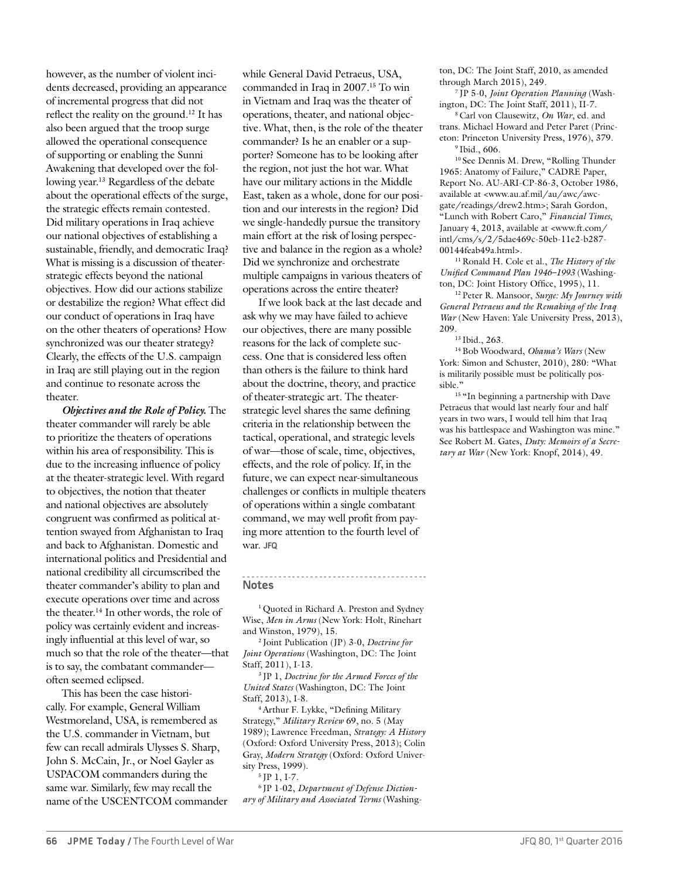however, as the number of violent incidents decreased, providing an appearance of incremental progress that did not reflect the reality on the ground.[12] It has also been argued that the troop surge allowed the operational consequence of supporting or enabling the Sunni Awakening that developed over the following year.[13] Regardless of the debate about the operational effects of the surge, the strategic effects remain contested. Did military operations in Iraq achieve our national objectives of establishing a sustainable, friendly, and democratic Iraq? What is missing is a discussion of theater-strategic effects beyond the national objectives. How did our actions stabilize or destabilize the region? What effect did our conduct of operations in Iraq have on the other theaters of operations? How synchronized was our theater strategy? Clearly, the effects of the U.S. campaign in Iraq are still playing out in the region and continue to resonate across the theater.

***Objectives and the Role of Policy.*** The theater commander will rarely be able to prioritize the theaters of operations within his area of responsibility. This is due to the increasing influence of policy at the theater-strategic level. With regard to objectives, the notion that theater and national objectives are absolutely congruent was confirmed as political attention swayed from Afghanistan to Iraq and back to Afghanistan. Domestic and international politics and Presidential and national credibility all circumscribed the theater commander's ability to plan and execute operations over time and across the theater.[14] In other words, the role of policy was certainly evident and increasingly influential at this level of war, so much so that the role of the theater—that is to say, the combatant commander—often seemed eclipsed.

This has been the case historically. For example, General William Westmoreland, USA, is remembered as the U.S. commander in Vietnam, but few can recall admirals Ulysses S. Sharp, John S. McCain, Jr., or Noel Gayler as USPACOM commanders during the same war. Similarly, few may recall the name of the USCENTCOM commander while General David Petraeus, USA, commanded in Iraq in 2007.[15] To win in Vietnam and Iraq was the theater of operations, theater, and national objective. What, then, is the role of the theater commander? Is he an enabler or a supporter? Someone has to be looking after the region, not just the hot war. What have our military actions in the Middle East, taken as a whole, done for our position and our interests in the region? Did we single-handedly pursue the transitory main effort at the risk of losing perspective and balance in the region as a whole? Did we synchronize and orchestrate multiple campaigns in various theaters of operations across the entire theater?

If we look back at the last decade and ask why we may have failed to achieve our objectives, there are many possible reasons for the lack of complete success. One that is considered less often than others is the failure to think hard about the doctrine, theory, and practice of theater-strategic art. The theater-strategic level shares the same defining criteria in the relationship between the tactical, operational, and strategic levels of war—those of scale, time, objectives, effects, and the role of policy. If, in the future, we can expect near-simultaneous challenges or conflicts in multiple theaters of operations within a single combatant command, we may well profit from paying more attention to the fourth level of war. JFQ

## Notes

1 Quoted in Richard A. Preston and Sydney Wise, *Men in Arms* (New York: Holt, Rinehart and Winston, 1979), 15.

2 Joint Publication (JP) 3-0, *Doctrine for Joint Operations* (Washington, DC: The Joint Staff, 2011), I-13.

3 JP 1, *Doctrine for the Armed Forces of the United States* (Washington, DC: The Joint Staff, 2013), I-8.

4 Arthur F. Lykke, "Defining Military Strategy," *Military Review* 69, no. 5 (May 1989); Lawrence Freedman, *Strategy: A History* (Oxford: Oxford University Press, 2013); Colin Gray, *Modern Strategy* (Oxford: Oxford University Press, 1999).

5 JP 1, I-7.

6 JP 1-02, *Department of Defense Dictionary of Military and Associated Terms* (Washington, DC: The Joint Staff, 2010, as amended through March 2015), 249.

7 JP 5-0, *Joint Operation Planning* (Washington, DC: The Joint Staff, 2011), II-7.

8 Carl von Clausewitz, *On War*, ed. and trans. Michael Howard and Peter Paret (Princeton: Princeton University Press, 1976), 379.

9 Ibid., 606.

10 See Dennis M. Drew, "Rolling Thunder 1965: Anatomy of Failure," CADRE Paper, Report No. AU-ARI-CP-86-3, October 1986, available at <www.au.af.mil/au/awc/awcgate/readings/drew2.htm>; Sarah Gordon, "Lunch with Robert Caro," *Financial Times*, January 4, 2013, available at <www.ft.com/intl/cms/s/2/5dae469c-50eb-11e2-b287-00144feab49a.html>.

11 Ronald H. Cole et al., *The History of the Unified Command Plan 1946–1993* (Washington, DC: Joint History Office, 1995), 11.

12 Peter R. Mansoor, *Surge: My Journey with General Petraeus and the Remaking of the Iraq War* (New Haven: Yale University Press, 2013), 209.

13 Ibid., 263.

14 Bob Woodward, *Obama's Wars* (New York: Simon and Schuster, 2010), 280: "What is militarily possible must be politically possible."

15 "In beginning a partnership with Dave Petraeus that would last nearly four and half years in two wars, I would tell him that Iraq was his battlespace and Washington was mine." See Robert M. Gates, *Duty: Memoirs of a Secretary at War* (New York: Knopf, 2014), 49.